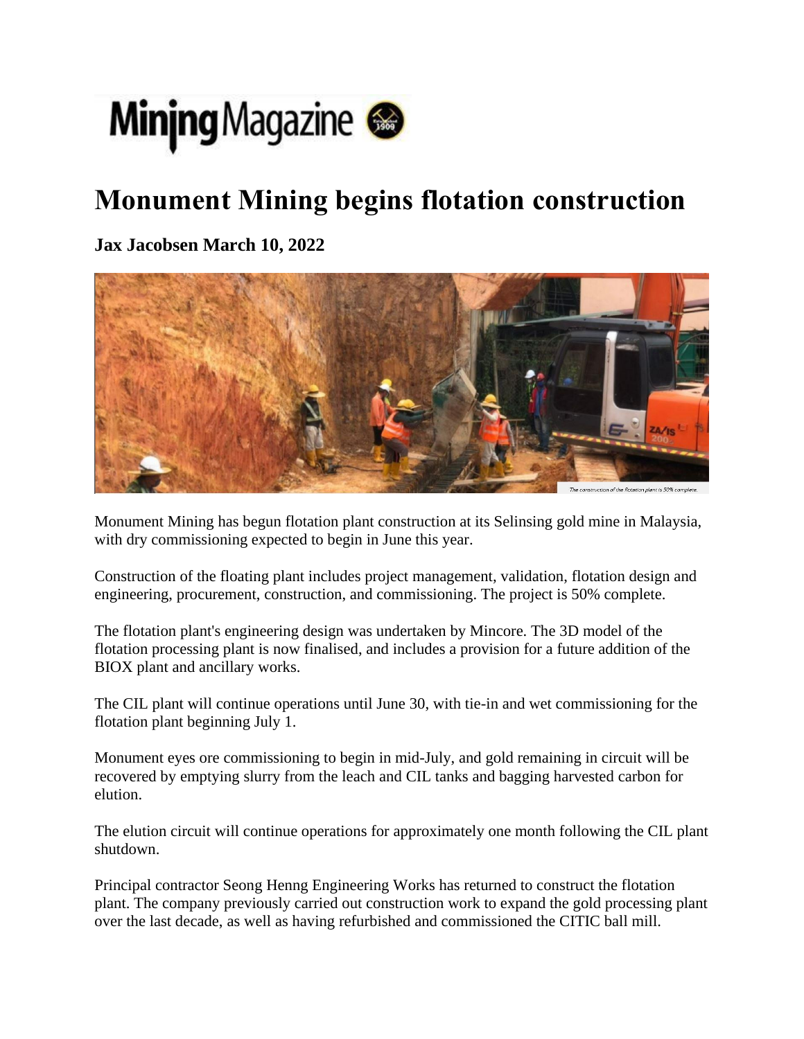# Monument Mining begins flotation construction

**Jax Jacobsen March 10, 2022**

The construction of the flotation plant is 50% complete.

Monument Mining has begun flotation plant construction at its Selinsing gold mine in Malaysia, with dry commissioning expected to begin in June this year.

Construction of the floating plant includes project management, validation, flotation design and engineering, procurement, construction, and commissioning. The project is 50% complete.

The flotation plant's engineering design was undertaken by Mincore. The 3D model of the flotation processing plant is now finalised, and includes a provision for a future addition of the BIOX plant and ancillary works.

The CIL plant will continue operations until June 30, with tie-in and wet commissioning for the flotation plant beginning July 1.

Monument eyes ore commissioning to begin in mid-July, and gold remaining in circuit will be recovered by emptying slurry from the leach and CIL tanks and bagging harvested carbon for elution.

The elution circuit will continue operations for approximately one month following the CIL plant shutdown.

Principal contractor Seong Henng Engineering Works has returned to construct the flotation plant. The company previously carried out construction work to expand the gold processing plant over the last decade, as well as having refurbished and commissioned the CITIC ball mill.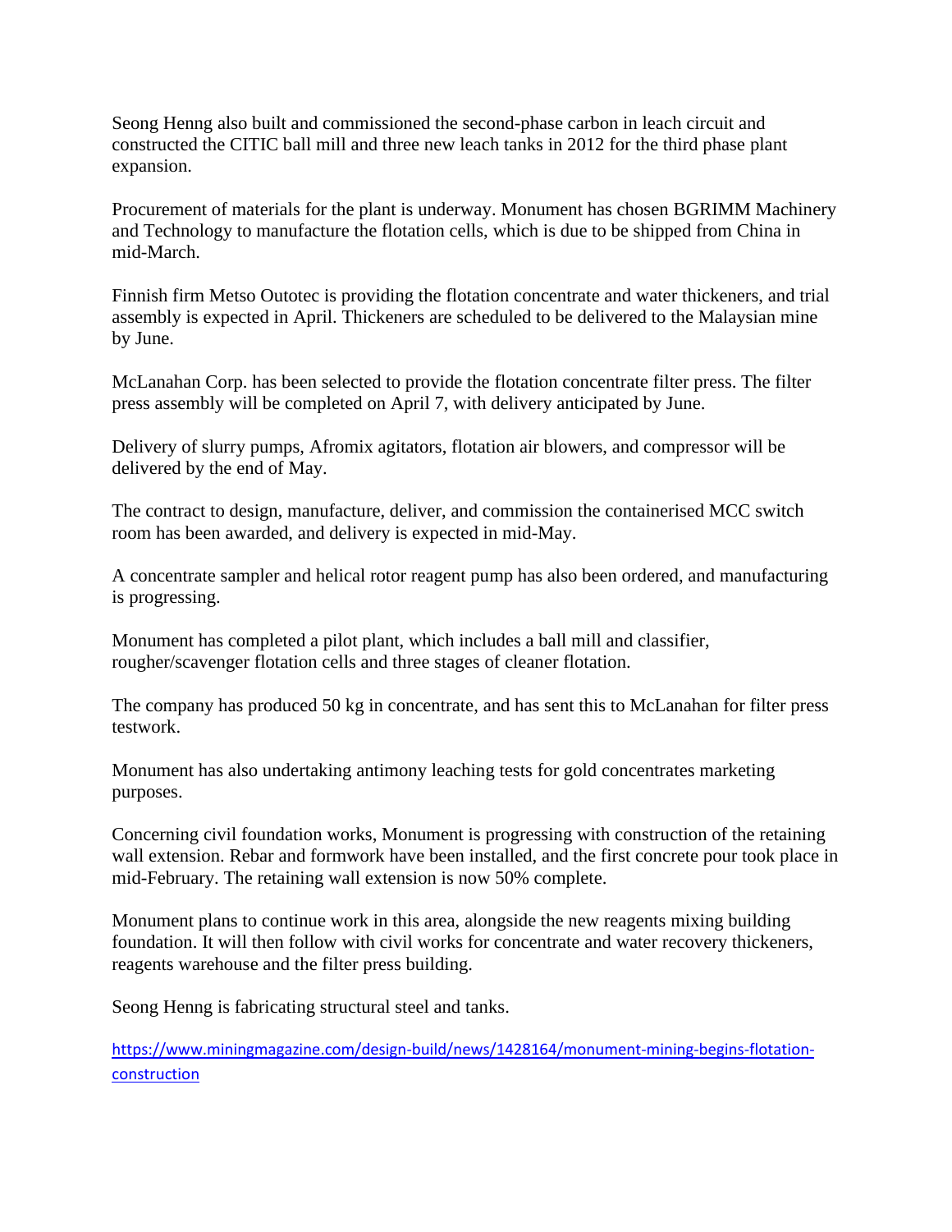Seong Henng also built and commissioned the second-phase carbon in leach circuit and constructed the CITIC ball mill and three new leach tanks in 2012 for the third phase plant expansion.

Procurement of materials for the plant is underway. Monument has chosen BGRIMM Machinery and Technology to manufacture the flotation cells, which is due to be shipped from China in mid-March.

Finnish firm Metso Outotec is providing the flotation concentrate and water thickeners, and trial assembly is expected in April. Thickeners are scheduled to be delivered to the Malaysian mine by June.

McLanahan Corp. has been selected to provide the flotation concentrate filter press. The filter press assembly will be completed on April 7, with delivery anticipated by June.

Delivery of slurry pumps, Afromix agitators, flotation air blowers, and compressor will be delivered by the end of May.

The contract to design, manufacture, deliver, and commission the containerised MCC switch room has been awarded, and delivery is expected in mid-May.

A concentrate sampler and helical rotor reagent pump has also been ordered, and manufacturing is progressing.

Monument has completed a pilot plant, which includes a ball mill and classifier, rougher/scavenger flotation cells and three stages of cleaner flotation.

The company has produced 50 kg in concentrate, and has sent this to McLanahan for filter press testwork.

Monument has also undertaking antimony leaching tests for gold concentrates marketing purposes.

Concerning civil foundation works, Monument is progressing with construction of the retaining wall extension. Rebar and formwork have been installed, and the first concrete pour took place in mid-February. The retaining wall extension is now 50% complete.

Monument plans to continue work in this area, alongside the new reagents mixing building foundation. It will then follow with civil works for concentrate and water recovery thickeners, reagents warehouse and the filter press building.

Seong Henng is fabricating structural steel and tanks.

https://www.miningmagazine.com/design-build/news/1428164/monument-mining-begins-flotation-construction